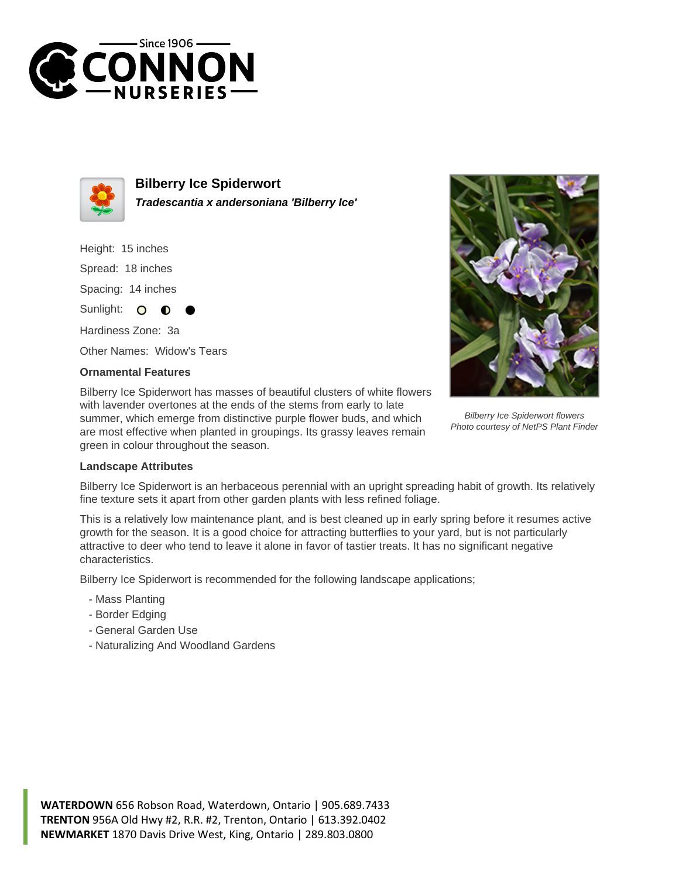# Bilberry Ice Spiderwort

***Tradescantia x andersoniana 'Bilberry Ice'***

Height: 15 inches

Spread: 18 inches

Spacing: 14 inches

Sunlight: ○ ◐ ●

Hardiness Zone: 3a

Other Names: Widow's Tears

### Ornamental Features

Bilberry Ice Spiderwort has masses of beautiful clusters of white flowers with lavender overtones at the ends of the stems from early to late summer, which emerge from distinctive purple flower buds, and which are most effective when planted in groupings. Its grassy leaves remain green in colour throughout the season.

*Bilberry Ice Spiderwort flowers*
*Photo courtesy of NetPS Plant Finder*

### Landscape Attributes

Bilberry Ice Spiderwort is an herbaceous perennial with an upright spreading habit of growth. Its relatively fine texture sets it apart from other garden plants with less refined foliage.

This is a relatively low maintenance plant, and is best cleaned up in early spring before it resumes active growth for the season. It is a good choice for attracting butterflies to your yard, but is not particularly attractive to deer who tend to leave it alone in favor of tastier treats. It has no significant negative characteristics.

Bilberry Ice Spiderwort is recommended for the following landscape applications;

- Mass Planting
- Border Edging
- General Garden Use
- Naturalizing And Woodland Gardens

**WATERDOWN** 656 Robson Road, Waterdown, Ontario | 905.689.7433
**TRENTON** 956A Old Hwy #2, R.R. #2, Trenton, Ontario | 613.392.0402
**NEWMARKET** 1870 Davis Drive West, King, Ontario | 289.803.0800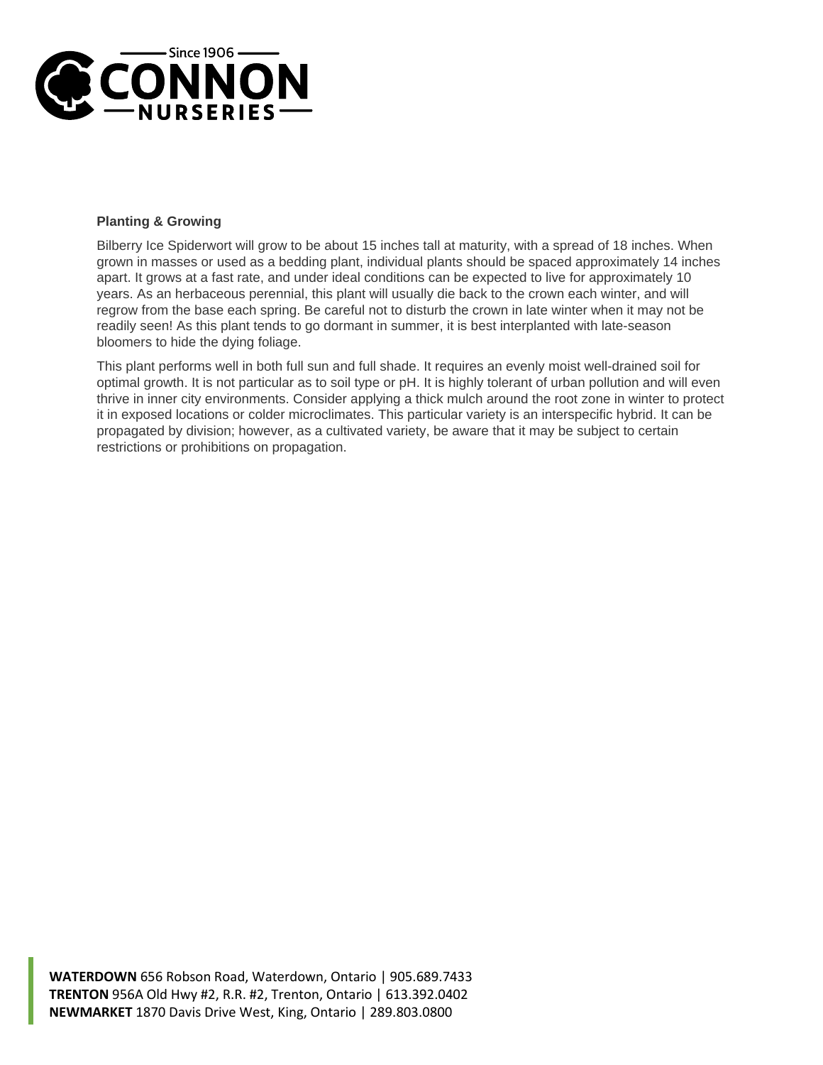### Planting & Growing

Bilberry Ice Spiderwort will grow to be about 15 inches tall at maturity, with a spread of 18 inches. When grown in masses or used as a bedding plant, individual plants should be spaced approximately 14 inches apart. It grows at a fast rate, and under ideal conditions can be expected to live for approximately 10 years. As an herbaceous perennial, this plant will usually die back to the crown each winter, and will regrow from the base each spring. Be careful not to disturb the crown in late winter when it may not be readily seen! As this plant tends to go dormant in summer, it is best interplanted with late-season bloomers to hide the dying foliage.

This plant performs well in both full sun and full shade. It requires an evenly moist well-drained soil for optimal growth. It is not particular as to soil type or pH. It is highly tolerant of urban pollution and will even thrive in inner city environments. Consider applying a thick mulch around the root zone in winter to protect it in exposed locations or colder microclimates. This particular variety is an interspecific hybrid. It can be propagated by division; however, as a cultivated variety, be aware that it may be subject to certain restrictions or prohibitions on propagation.

**WATERDOWN** 656 Robson Road, Waterdown, Ontario | 905.689.7433
**TRENTON** 956A Old Hwy #2, R.R. #2, Trenton, Ontario | 613.392.0402
**NEWMARKET** 1870 Davis Drive West, King, Ontario | 289.803.0800